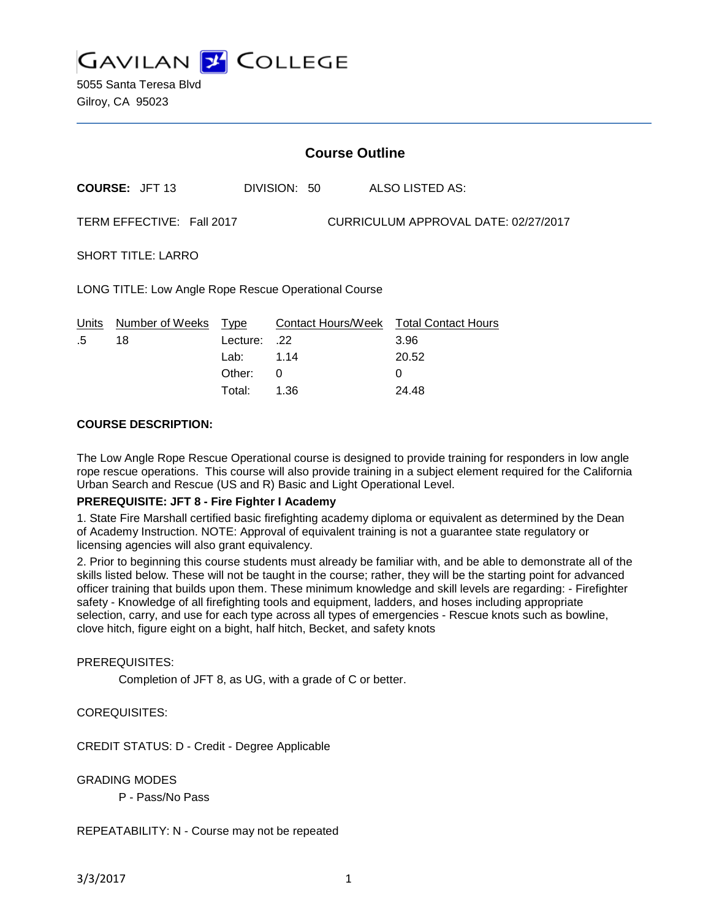# GAVILAN COLLEGE

5055 Santa Teresa Blvd
Gilroy, CA 95023

## Course Outline

**COURSE:** JFT 13 DIVISION: 50 ALSO LISTED AS:

TERM EFFECTIVE: Fall 2017 CURRICULUM APPROVAL DATE: 02/27/2017

SHORT TITLE: LARRO

LONG TITLE: Low Angle Rope Rescue Operational Course

| Units | Number of Weeks | Type | Contact Hours/Week | Total Contact Hours |
|---|---|---|---|---|
| .5 | 18 | Lecture: | .22 | 3.96 |
| | | Lab: | 1.14 | 20.52 |
| | | Other: | 0 | 0 |
| | | Total: | 1.36 | 24.48 |

**COURSE DESCRIPTION:**

The Low Angle Rope Rescue Operational course is designed to provide training for responders in low angle rope rescue operations. This course will also provide training in a subject element required for the California Urban Search and Rescue (US and R) Basic and Light Operational Level.

**PREREQUISITE: JFT 8 - Fire Fighter I Academy**

1. State Fire Marshall certified basic firefighting academy diploma or equivalent as determined by the Dean of Academy Instruction. NOTE: Approval of equivalent training is not a guarantee state regulatory or licensing agencies will also grant equivalency.

2. Prior to beginning this course students must already be familiar with, and be able to demonstrate all of the skills listed below. These will not be taught in the course; rather, they will be the starting point for advanced officer training that builds upon them. These minimum knowledge and skill levels are regarding: - Firefighter safety - Knowledge of all firefighting tools and equipment, ladders, and hoses including appropriate selection, carry, and use for each type across all types of emergencies - Rescue knots such as bowline, clove hitch, figure eight on a bight, half hitch, Becket, and safety knots

PREREQUISITES:

Completion of JFT 8, as UG, with a grade of C or better.

COREQUISITES:

CREDIT STATUS: D - Credit - Degree Applicable

GRADING MODES

P - Pass/No Pass

REPEATABILITY: N - Course may not be repeated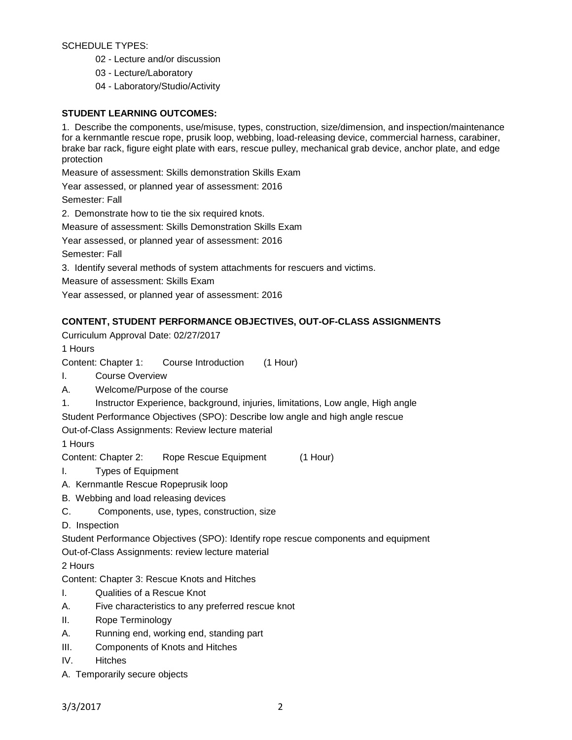SCHEDULE TYPES:

- 02 - Lecture and/or discussion
- 03 - Lecture/Laboratory
- 04 - Laboratory/Studio/Activity

**STUDENT LEARNING OUTCOMES:**

1. Describe the components, use/misuse, types, construction, size/dimension, and inspection/maintenance for a kernmantle rescue rope, prusik loop, webbing, load-releasing device, commercial harness, carabiner, brake bar rack, figure eight plate with ears, rescue pulley, mechanical grab device, anchor plate, and edge protection

Measure of assessment: Skills demonstration Skills Exam

Year assessed, or planned year of assessment: 2016

Semester: Fall

2. Demonstrate how to tie the six required knots.

Measure of assessment: Skills Demonstration Skills Exam

Year assessed, or planned year of assessment: 2016

Semester: Fall

3. Identify several methods of system attachments for rescuers and victims.

Measure of assessment: Skills Exam

Year assessed, or planned year of assessment: 2016

**CONTENT, STUDENT PERFORMANCE OBJECTIVES, OUT-OF-CLASS ASSIGNMENTS**

Curriculum Approval Date: 02/27/2017

1 Hours

Content: Chapter 1: Course Introduction (1 Hour)

I. Course Overview

A. Welcome/Purpose of the course

1. Instructor Experience, background, injuries, limitations, Low angle, High angle

Student Performance Objectives (SPO): Describe low angle and high angle rescue

Out-of-Class Assignments: Review lecture material

1 Hours

Content: Chapter 2: Rope Rescue Equipment (1 Hour)

I. Types of Equipment

A. Kernmantle Rescue Ropeprusik loop

B. Webbing and load releasing devices

C. Components, use, types, construction, size

D. Inspection

Student Performance Objectives (SPO): Identify rope rescue components and equipment

Out-of-Class Assignments: review lecture material

2 Hours

Content: Chapter 3: Rescue Knots and Hitches

I. Qualities of a Rescue Knot

A. Five characteristics to any preferred rescue knot

II. Rope Terminology

A. Running end, working end, standing part

III. Components of Knots and Hitches

IV. Hitches

A. Temporarily secure objects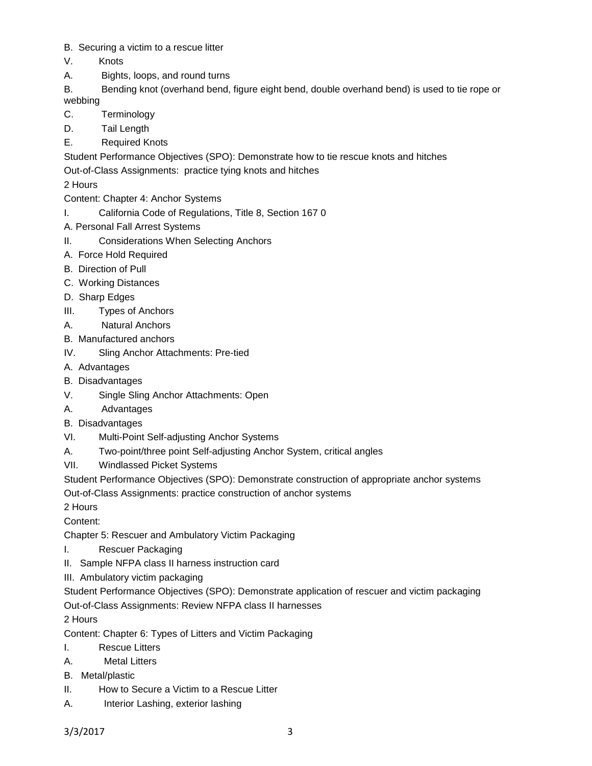B. Securing a victim to a rescue litter

V. Knots

A. Bights, loops, and round turns

B. Bending knot (overhand bend, figure eight bend, double overhand bend) is used to tie rope or webbing

C. Terminology

D. Tail Length

E. Required Knots

Student Performance Objectives (SPO): Demonstrate how to tie rescue knots and hitches

Out-of-Class Assignments: practice tying knots and hitches

2 Hours

Content: Chapter 4: Anchor Systems

I. California Code of Regulations, Title 8, Section 167 0

A. Personal Fall Arrest Systems

II. Considerations When Selecting Anchors

A. Force Hold Required

B. Direction of Pull

C. Working Distances

D. Sharp Edges

III. Types of Anchors

A. Natural Anchors

B. Manufactured anchors

IV. Sling Anchor Attachments: Pre-tied

A. Advantages

B. Disadvantages

V. Single Sling Anchor Attachments: Open

A. Advantages

B. Disadvantages

VI. Multi-Point Self-adjusting Anchor Systems

A. Two-point/three point Self-adjusting Anchor System, critical angles

VII. Windlassed Picket Systems

Student Performance Objectives (SPO): Demonstrate construction of appropriate anchor systems

Out-of-Class Assignments: practice construction of anchor systems

2 Hours

Content:

Chapter 5: Rescuer and Ambulatory Victim Packaging

I. Rescuer Packaging

II. Sample NFPA class II harness instruction card

III. Ambulatory victim packaging

Student Performance Objectives (SPO): Demonstrate application of rescuer and victim packaging

Out-of-Class Assignments: Review NFPA class II harnesses

2 Hours

Content: Chapter 6: Types of Litters and Victim Packaging

I. Rescue Litters

A. Metal Litters

B. Metal/plastic

II. How to Secure a Victim to a Rescue Litter

A. Interior Lashing, exterior lashing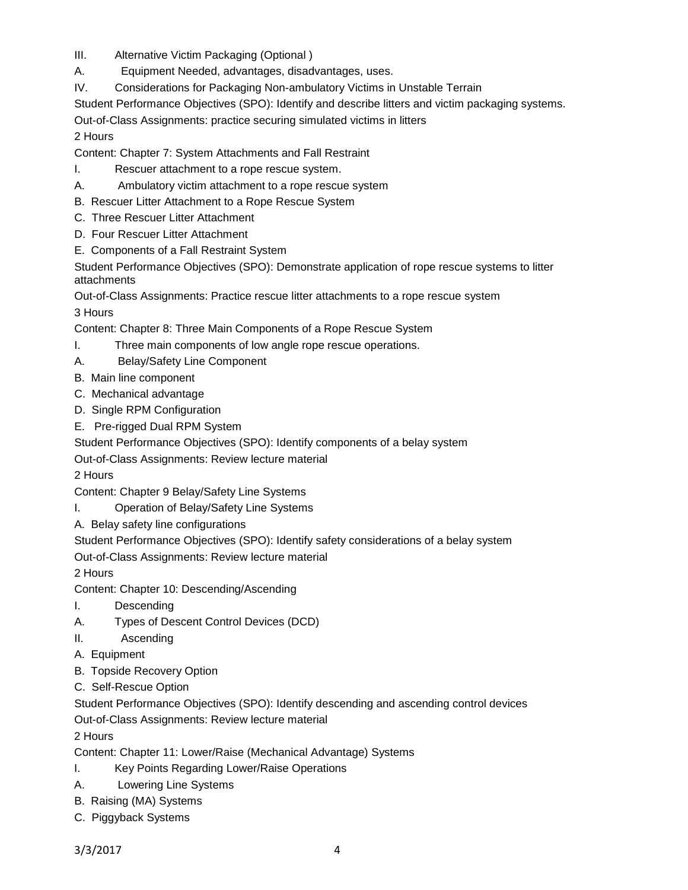III. Alternative Victim Packaging (Optional )

A. Equipment Needed, advantages, disadvantages, uses.

IV. Considerations for Packaging Non-ambulatory Victims in Unstable Terrain

Student Performance Objectives (SPO): Identify and describe litters and victim packaging systems.

Out-of-Class Assignments: practice securing simulated victims in litters

2 Hours

Content: Chapter 7: System Attachments and Fall Restraint

I. Rescuer attachment to a rope rescue system.

A. Ambulatory victim attachment to a rope rescue system

B. Rescuer Litter Attachment to a Rope Rescue System

C. Three Rescuer Litter Attachment

D. Four Rescuer Litter Attachment

E. Components of a Fall Restraint System

Student Performance Objectives (SPO): Demonstrate application of rope rescue systems to litter attachments

Out-of-Class Assignments: Practice rescue litter attachments to a rope rescue system

3 Hours

Content: Chapter 8: Three Main Components of a Rope Rescue System

I. Three main components of low angle rope rescue operations.

A. Belay/Safety Line Component

B. Main line component

C. Mechanical advantage

D. Single RPM Configuration

E. Pre-rigged Dual RPM System

Student Performance Objectives (SPO): Identify components of a belay system

Out-of-Class Assignments: Review lecture material

2 Hours

Content: Chapter 9 Belay/Safety Line Systems

I. Operation of Belay/Safety Line Systems

A. Belay safety line configurations

Student Performance Objectives (SPO): Identify safety considerations of a belay system

Out-of-Class Assignments: Review lecture material

2 Hours

Content: Chapter 10: Descending/Ascending

I. Descending

A. Types of Descent Control Devices (DCD)

II. Ascending

A. Equipment

B. Topside Recovery Option

C. Self-Rescue Option

Student Performance Objectives (SPO): Identify descending and ascending control devices

Out-of-Class Assignments: Review lecture material

2 Hours

Content: Chapter 11: Lower/Raise (Mechanical Advantage) Systems

I. Key Points Regarding Lower/Raise Operations

A. Lowering Line Systems

B. Raising (MA) Systems

C. Piggyback Systems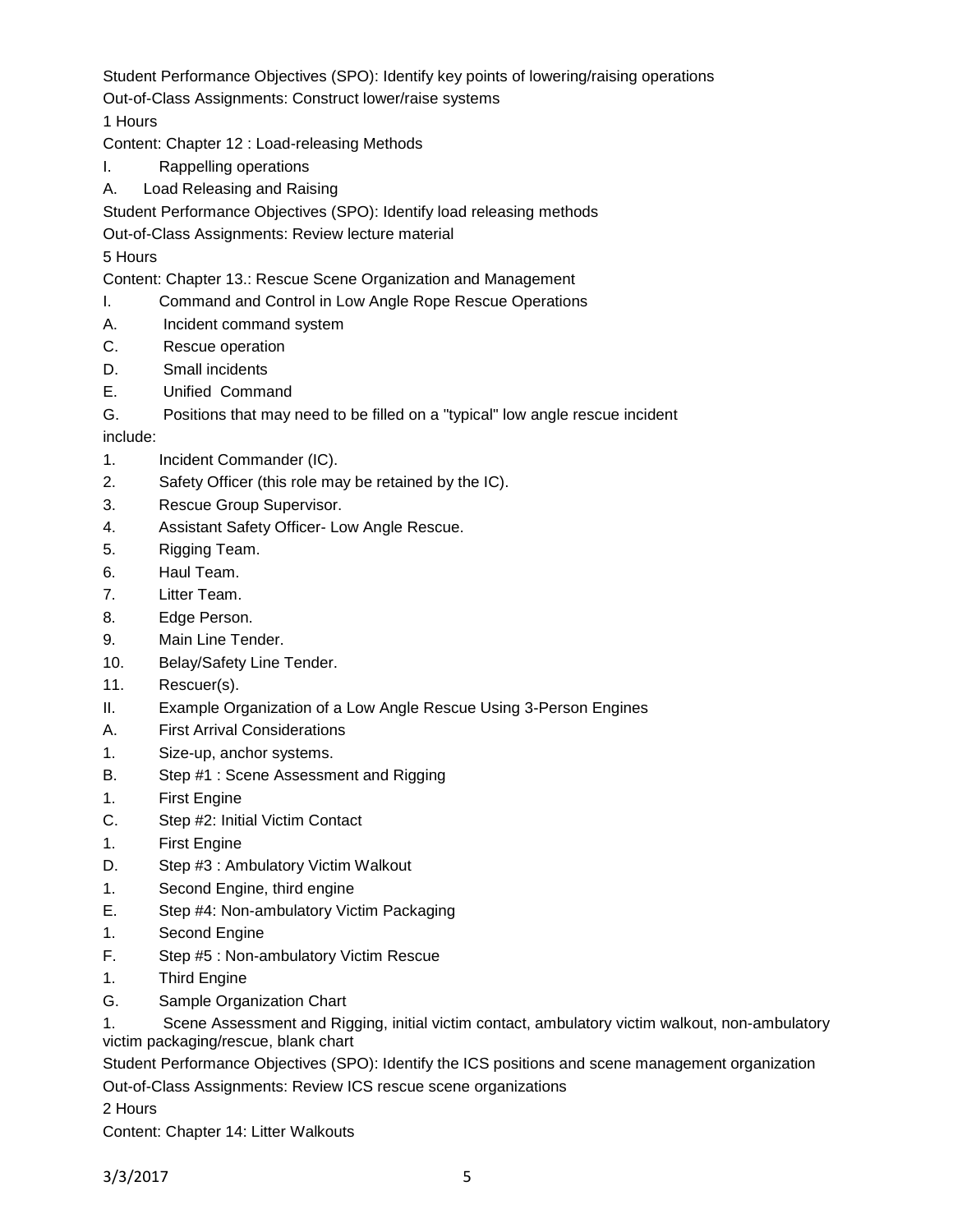Student Performance Objectives (SPO): Identify key points of lowering/raising operations

Out-of-Class Assignments: Construct lower/raise systems

1 Hours

Content: Chapter 12 : Load-releasing Methods

I. Rappelling operations

A. Load Releasing and Raising

Student Performance Objectives (SPO): Identify load releasing methods

Out-of-Class Assignments: Review lecture material

5 Hours

Content: Chapter 13.: Rescue Scene Organization and Management

I. Command and Control in Low Angle Rope Rescue Operations

A. Incident command system

C. Rescue operation

D. Small incidents

E. Unified Command

G. Positions that may need to be filled on a "typical" low angle rescue incident include:

1. Incident Commander (IC).
2. Safety Officer (this role may be retained by the IC).
3. Rescue Group Supervisor.
4. Assistant Safety Officer- Low Angle Rescue.
5. Rigging Team.
6. Haul Team.
7. Litter Team.
8. Edge Person.
9. Main Line Tender.
10. Belay/Safety Line Tender.
11. Rescuer(s).

II. Example Organization of a Low Angle Rescue Using 3-Person Engines

A. First Arrival Considerations

1. Size-up, anchor systems.

B. Step #1 : Scene Assessment and Rigging

1. First Engine

C. Step #2: Initial Victim Contact

1. First Engine

D. Step #3 : Ambulatory Victim Walkout

1. Second Engine, third engine

E. Step #4: Non-ambulatory Victim Packaging

1. Second Engine

F. Step #5 : Non-ambulatory Victim Rescue

1. Third Engine

G. Sample Organization Chart

1. Scene Assessment and Rigging, initial victim contact, ambulatory victim walkout, non-ambulatory victim packaging/rescue, blank chart

Student Performance Objectives (SPO): Identify the ICS positions and scene management organization

Out-of-Class Assignments: Review ICS rescue scene organizations

2 Hours

Content: Chapter 14: Litter Walkouts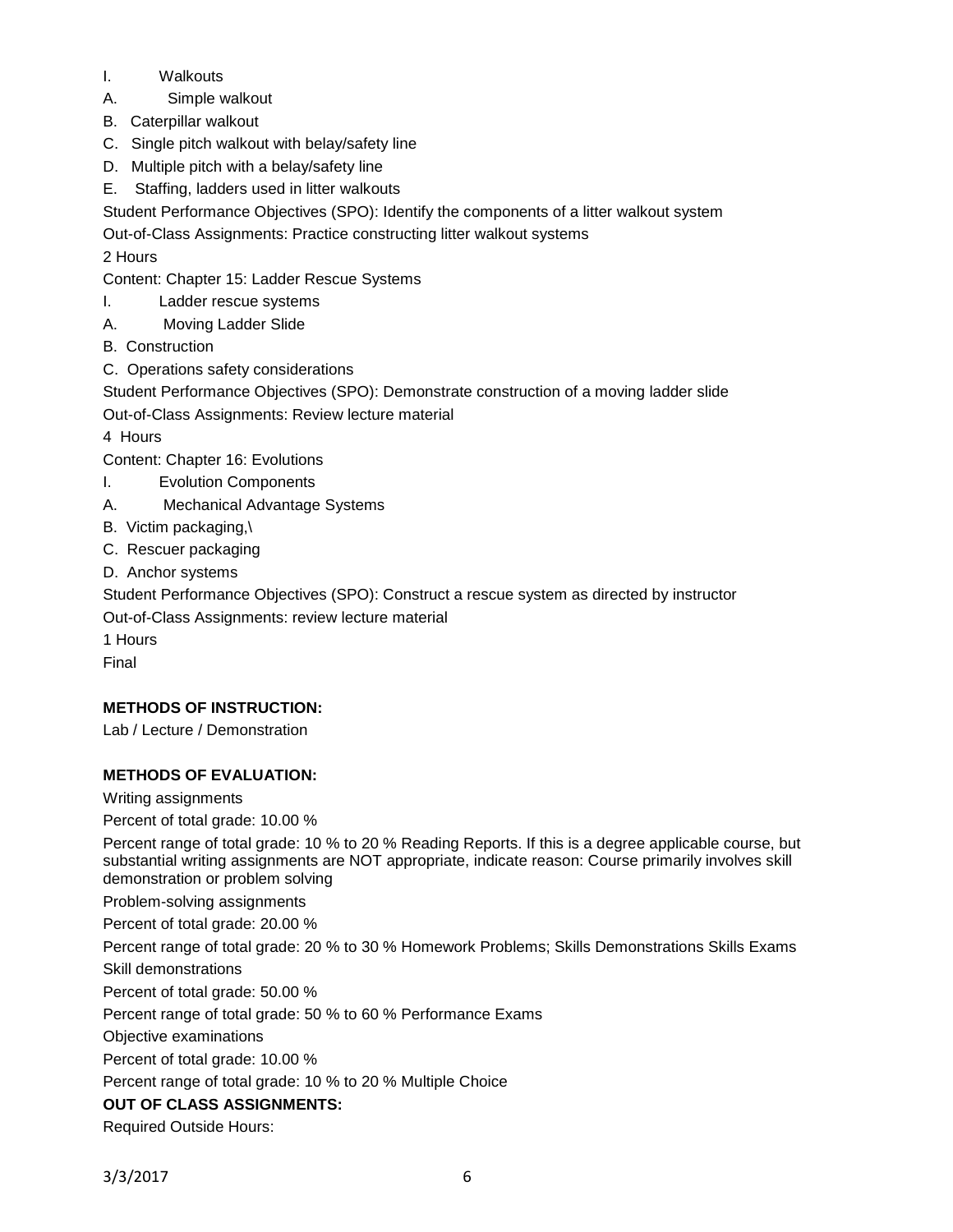I. Walkouts

A. Simple walkout

B. Caterpillar walkout

C. Single pitch walkout with belay/safety line

D. Multiple pitch with a belay/safety line

E. Staffing, ladders used in litter walkouts

Student Performance Objectives (SPO): Identify the components of a litter walkout system

Out-of-Class Assignments: Practice constructing litter walkout systems

2 Hours

Content: Chapter 15: Ladder Rescue Systems

I. Ladder rescue systems

A. Moving Ladder Slide

B. Construction

C. Operations safety considerations

Student Performance Objectives (SPO): Demonstrate construction of a moving ladder slide

Out-of-Class Assignments: Review lecture material

4 Hours

Content: Chapter 16: Evolutions

I. Evolution Components

A. Mechanical Advantage Systems

B. Victim packaging,\

C. Rescuer packaging

D. Anchor systems

Student Performance Objectives (SPO): Construct a rescue system as directed by instructor

Out-of-Class Assignments: review lecture material

1 Hours

Final

**METHODS OF INSTRUCTION:**

Lab / Lecture / Demonstration

**METHODS OF EVALUATION:**

Writing assignments

Percent of total grade: 10.00 %

Percent range of total grade: 10 % to 20 % Reading Reports. If this is a degree applicable course, but substantial writing assignments are NOT appropriate, indicate reason: Course primarily involves skill demonstration or problem solving

Problem-solving assignments

Percent of total grade: 20.00 %

Percent range of total grade: 20 % to 30 % Homework Problems; Skills Demonstrations Skills Exams

Skill demonstrations

Percent of total grade: 50.00 %

Percent range of total grade: 50 % to 60 % Performance Exams

Objective examinations

Percent of total grade: 10.00 %

Percent range of total grade: 10 % to 20 % Multiple Choice

**OUT OF CLASS ASSIGNMENTS:**

Required Outside Hours: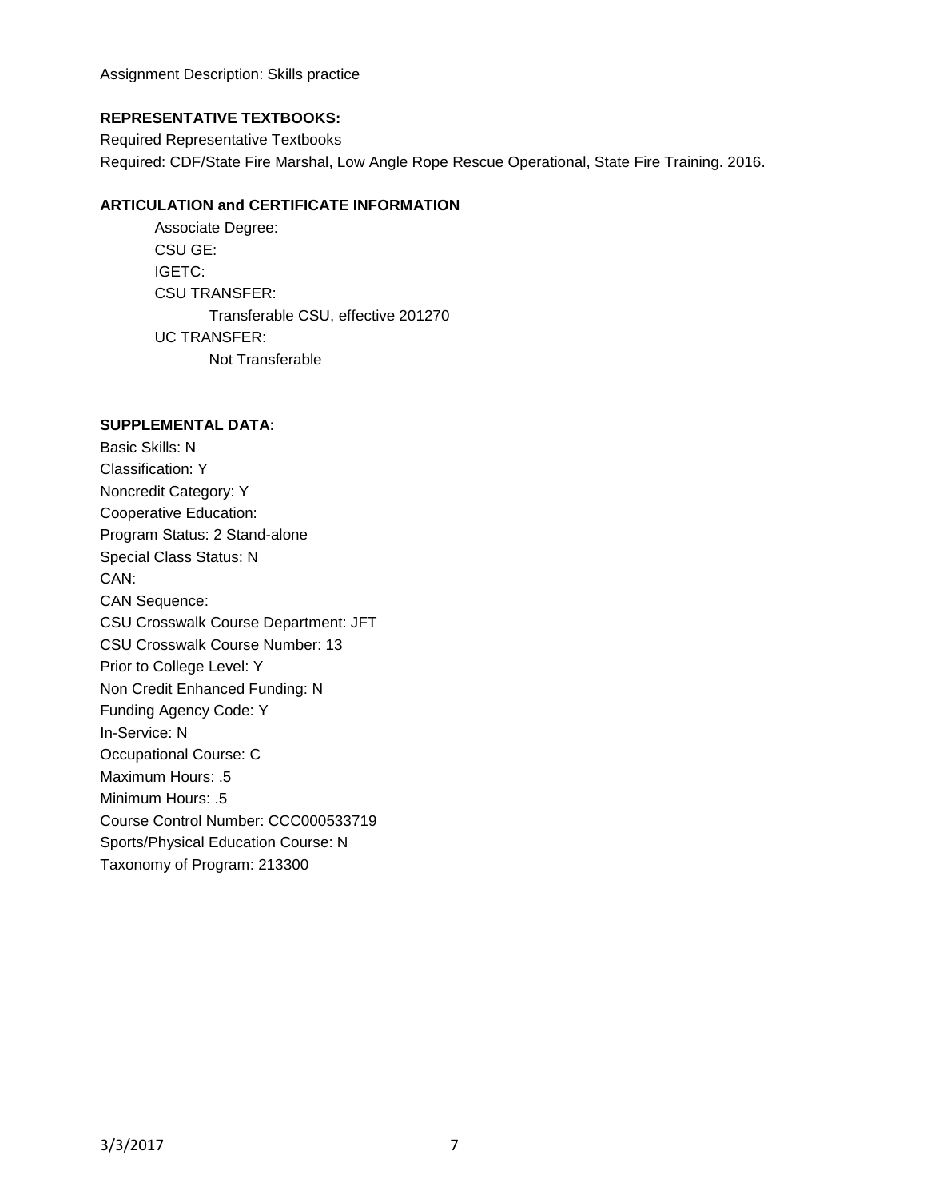Assignment Description: Skills practice

**REPRESENTATIVE TEXTBOOKS:**

Required Representative Textbooks

Required: CDF/State Fire Marshal, Low Angle Rope Rescue Operational, State Fire Training. 2016.

**ARTICULATION and CERTIFICATE INFORMATION**

Associate Degree:
CSU GE:
IGETC:
CSU TRANSFER:
  Transferable CSU, effective 201270
UC TRANSFER:
  Not Transferable

**SUPPLEMENTAL DATA:**

Basic Skills: N
Classification: Y
Noncredit Category: Y
Cooperative Education:
Program Status: 2 Stand-alone
Special Class Status: N
CAN:
CAN Sequence:
CSU Crosswalk Course Department: JFT
CSU Crosswalk Course Number: 13
Prior to College Level: Y
Non Credit Enhanced Funding: N
Funding Agency Code: Y
In-Service: N
Occupational Course: C
Maximum Hours: .5
Minimum Hours: .5
Course Control Number: CCC000533719
Sports/Physical Education Course: N
Taxonomy of Program: 213300